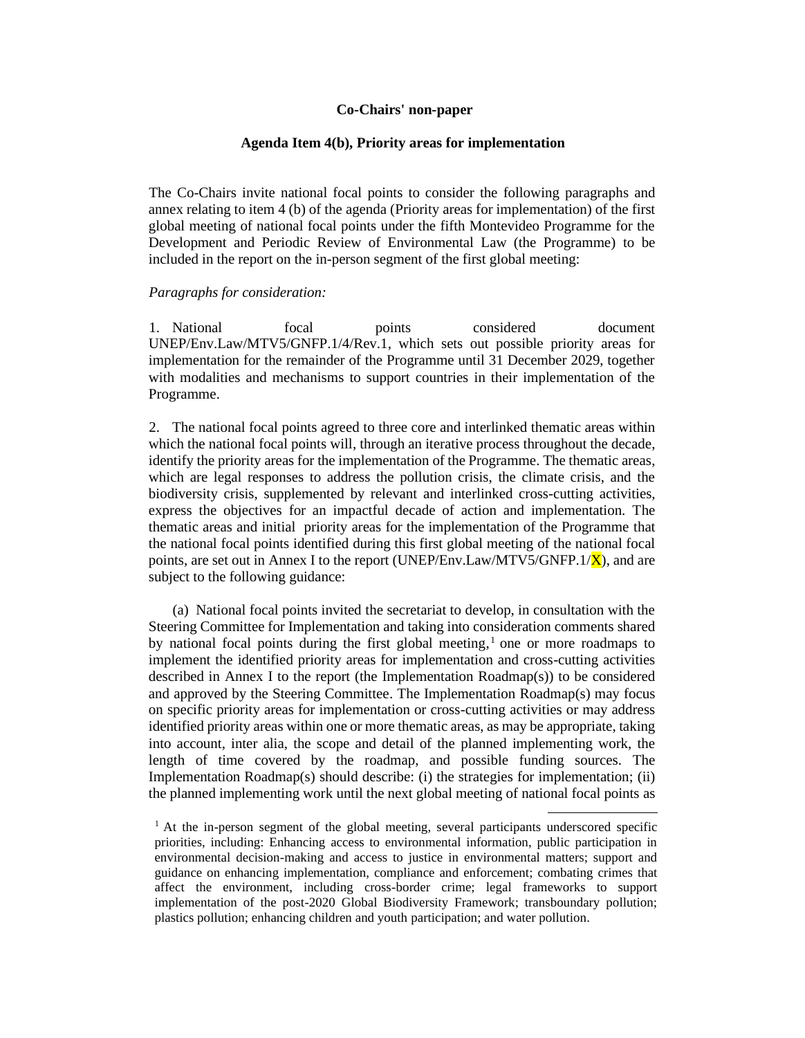**Co-Chairs' non-paper**

**Agenda Item 4(b), Priority areas for implementation**

The Co-Chairs invite national focal points to consider the following paragraphs and annex relating to item 4 (b) of the agenda (Priority areas for implementation) of the first global meeting of national focal points under the fifth Montevideo Programme for the Development and Periodic Review of Environmental Law (the Programme) to be included in the report on the in-person segment of the first global meeting:

*Paragraphs for consideration:*

1. National focal points considered document UNEP/Env.Law/MTV5/GNFP.1/4/Rev.1, which sets out possible priority areas for implementation for the remainder of the Programme until 31 December 2029, together with modalities and mechanisms to support countries in their implementation of the Programme.

2. The national focal points agreed to three core and interlinked thematic areas within which the national focal points will, through an iterative process throughout the decade, identify the priority areas for the implementation of the Programme. The thematic areas, which are legal responses to address the pollution crisis, the climate crisis, and the biodiversity crisis, supplemented by relevant and interlinked cross-cutting activities, express the objectives for an impactful decade of action and implementation. The thematic areas and initial priority areas for the implementation of the Programme that the national focal points identified during this first global meeting of the national focal points, are set out in Annex I to the report (UNEP/Env.Law/MTV5/GNFP.1/X), and are subject to the following guidance:

(a) National focal points invited the secretariat to develop, in consultation with the Steering Committee for Implementation and taking into consideration comments shared by national focal points during the first global meeting,[1] one or more roadmaps to implement the identified priority areas for implementation and cross-cutting activities described in Annex I to the report (the Implementation Roadmap(s)) to be considered and approved by the Steering Committee. The Implementation Roadmap(s) may focus on specific priority areas for implementation or cross-cutting activities or may address identified priority areas within one or more thematic areas, as may be appropriate, taking into account, inter alia, the scope and detail of the planned implementing work, the length of time covered by the roadmap, and possible funding sources. The Implementation Roadmap(s) should describe: (i) the strategies for implementation; (ii) the planned implementing work until the next global meeting of national focal points as

[1] At the in-person segment of the global meeting, several participants underscored specific priorities, including: Enhancing access to environmental information, public participation in environmental decision-making and access to justice in environmental matters; support and guidance on enhancing implementation, compliance and enforcement; combating crimes that affect the environment, including cross-border crime; legal frameworks to support implementation of the post-2020 Global Biodiversity Framework; transboundary pollution; plastics pollution; enhancing children and youth participation; and water pollution.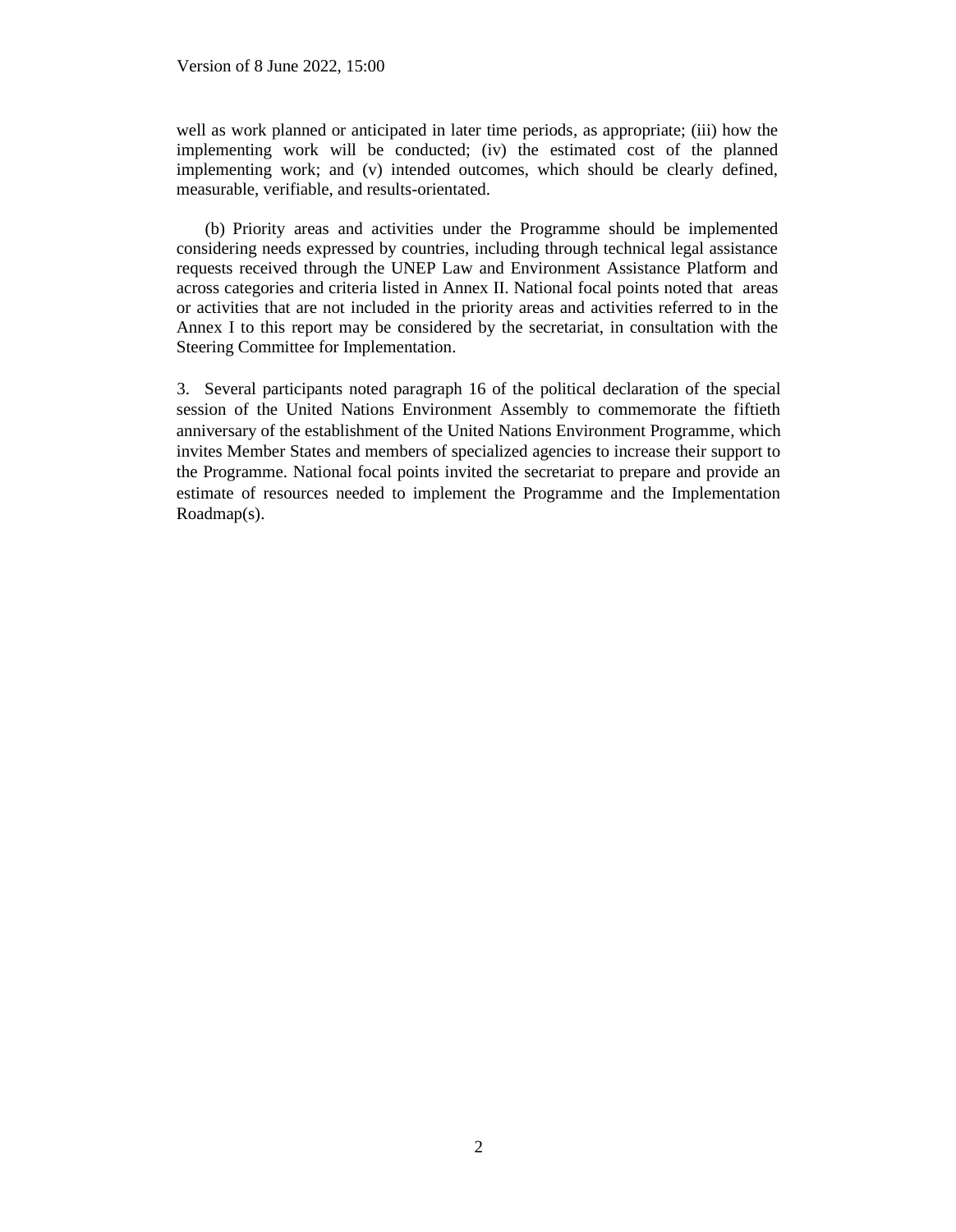well as work planned or anticipated in later time periods, as appropriate; (iii) how the implementing work will be conducted; (iv) the estimated cost of the planned implementing work; and (v) intended outcomes, which should be clearly defined, measurable, verifiable, and results-orientated.

(b) Priority areas and activities under the Programme should be implemented considering needs expressed by countries, including through technical legal assistance requests received through the UNEP Law and Environment Assistance Platform and across categories and criteria listed in Annex II. National focal points noted that areas or activities that are not included in the priority areas and activities referred to in the Annex I to this report may be considered by the secretariat, in consultation with the Steering Committee for Implementation.

3. Several participants noted paragraph 16 of the political declaration of the special session of the United Nations Environment Assembly to commemorate the fiftieth anniversary of the establishment of the United Nations Environment Programme, which invites Member States and members of specialized agencies to increase their support to the Programme. National focal points invited the secretariat to prepare and provide an estimate of resources needed to implement the Programme and the Implementation Roadmap(s).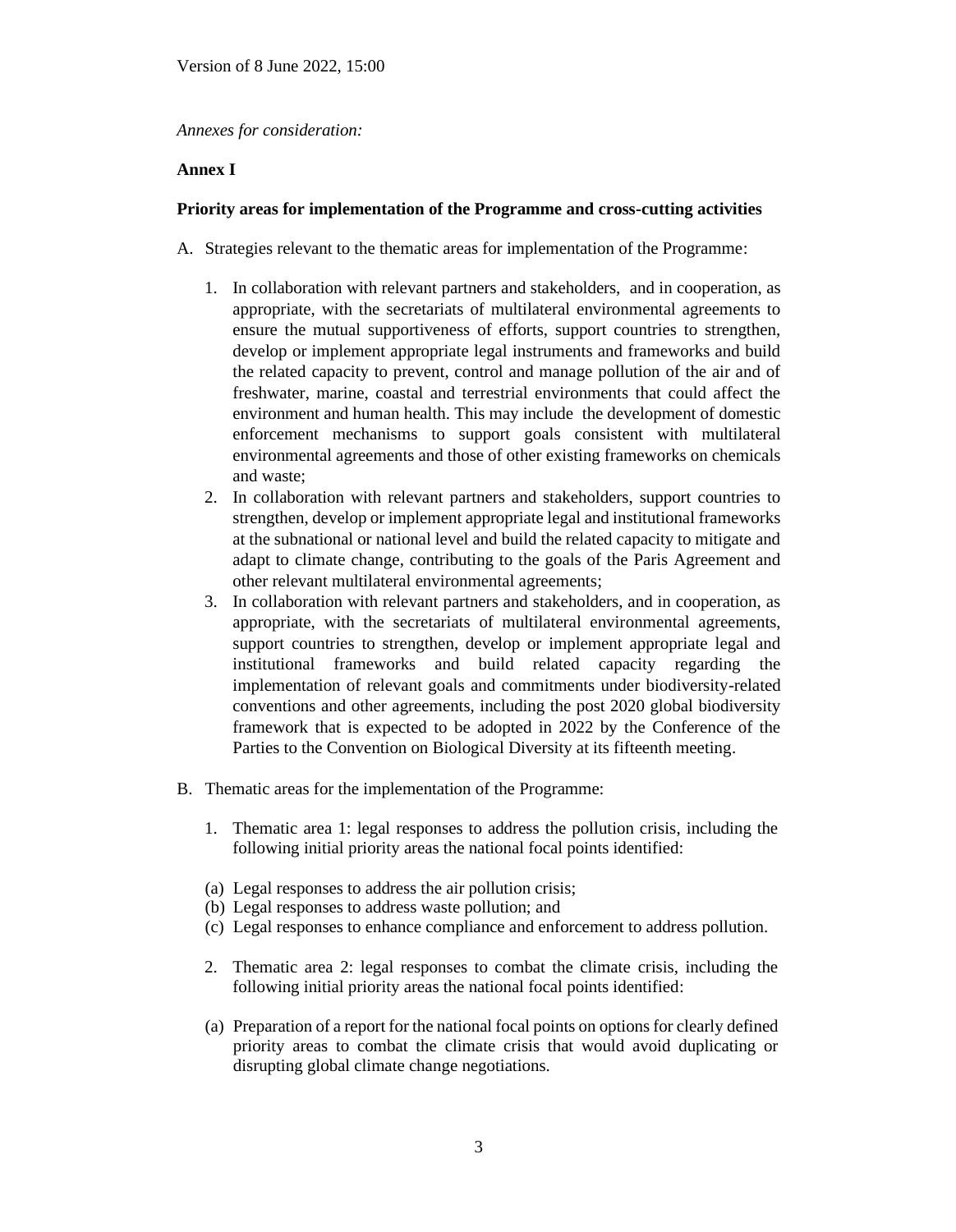Version of 8 June 2022, 15:00

*Annexes for consideration:*

**Annex I**

**Priority areas for implementation of the Programme and cross-cutting activities**

A. Strategies relevant to the thematic areas for implementation of the Programme:

1. In collaboration with relevant partners and stakeholders, and in cooperation, as appropriate, with the secretariats of multilateral environmental agreements to ensure the mutual supportiveness of efforts, support countries to strengthen, develop or implement appropriate legal instruments and frameworks and build the related capacity to prevent, control and manage pollution of the air and of freshwater, marine, coastal and terrestrial environments that could affect the environment and human health. This may include the development of domestic enforcement mechanisms to support goals consistent with multilateral environmental agreements and those of other existing frameworks on chemicals and waste;
2. In collaboration with relevant partners and stakeholders, support countries to strengthen, develop or implement appropriate legal and institutional frameworks at the subnational or national level and build the related capacity to mitigate and adapt to climate change, contributing to the goals of the Paris Agreement and other relevant multilateral environmental agreements;
3. In collaboration with relevant partners and stakeholders, and in cooperation, as appropriate, with the secretariats of multilateral environmental agreements, support countries to strengthen, develop or implement appropriate legal and institutional frameworks and build related capacity regarding the implementation of relevant goals and commitments under biodiversity-related conventions and other agreements, including the post 2020 global biodiversity framework that is expected to be adopted in 2022 by the Conference of the Parties to the Convention on Biological Diversity at its fifteenth meeting.

B. Thematic areas for the implementation of the Programme:

1. Thematic area 1: legal responses to address the pollution crisis, including the following initial priority areas the national focal points identified:

(a) Legal responses to address the air pollution crisis;
(b) Legal responses to address waste pollution; and
(c) Legal responses to enhance compliance and enforcement to address pollution.

2. Thematic area 2: legal responses to combat the climate crisis, including the following initial priority areas the national focal points identified:

(a) Preparation of a report for the national focal points on options for clearly defined priority areas to combat the climate crisis that would avoid duplicating or disrupting global climate change negotiations.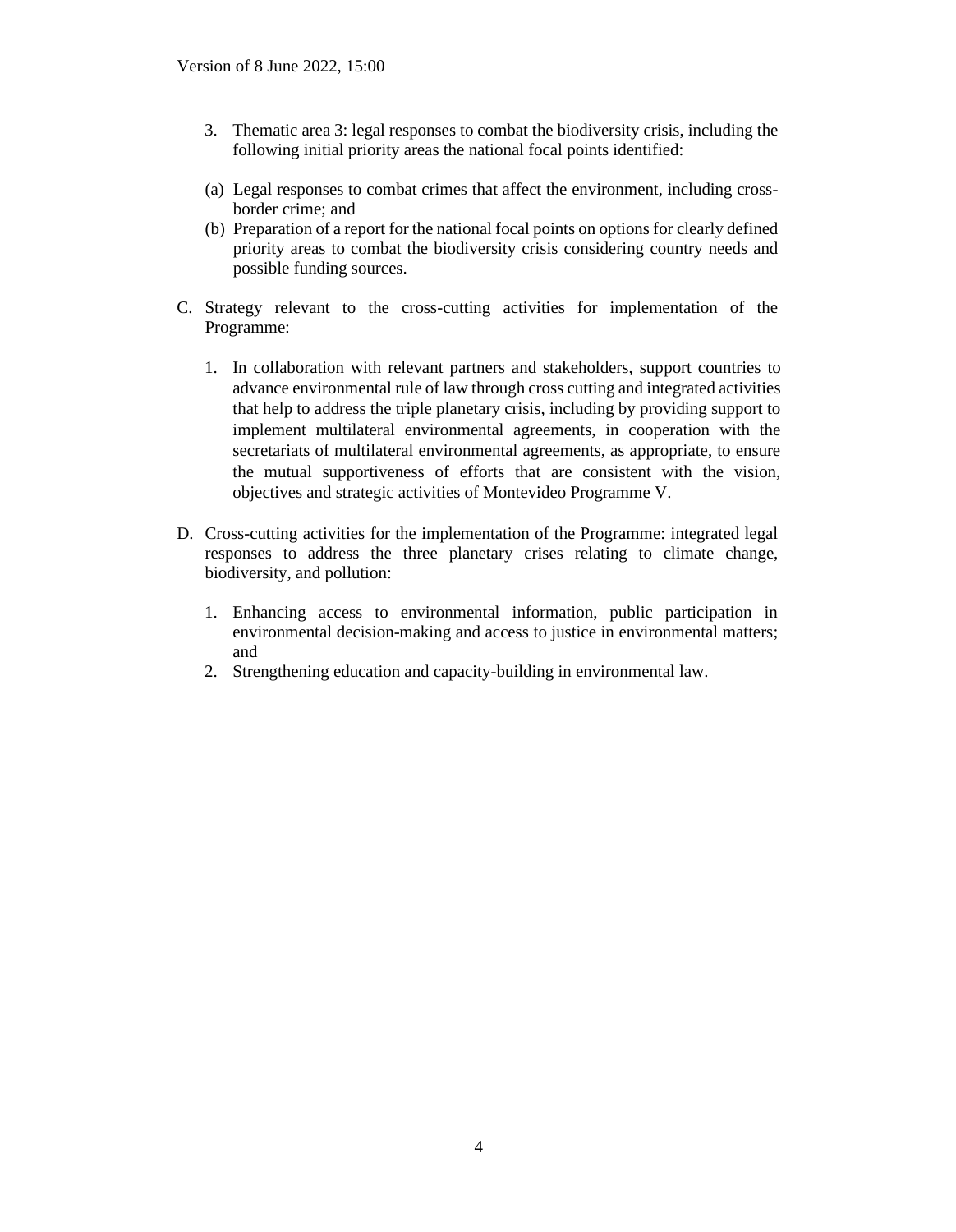Version of 8 June 2022, 15:00

3. Thematic area 3: legal responses to combat the biodiversity crisis, including the following initial priority areas the national focal points identified:

(a) Legal responses to combat crimes that affect the environment, including cross-border crime; and
(b) Preparation of a report for the national focal points on options for clearly defined priority areas to combat the biodiversity crisis considering country needs and possible funding sources.

C. Strategy relevant to the cross-cutting activities for implementation of the Programme:

   1. In collaboration with relevant partners and stakeholders, support countries to advance environmental rule of law through cross cutting and integrated activities that help to address the triple planetary crisis, including by providing support to implement multilateral environmental agreements, in cooperation with the secretariats of multilateral environmental agreements, as appropriate, to ensure the mutual supportiveness of efforts that are consistent with the vision, objectives and strategic activities of Montevideo Programme V.

D. Cross-cutting activities for the implementation of the Programme: integrated legal responses to address the three planetary crises relating to climate change, biodiversity, and pollution:

   1. Enhancing access to environmental information, public participation in environmental decision-making and access to justice in environmental matters; and
   2. Strengthening education and capacity-building in environmental law.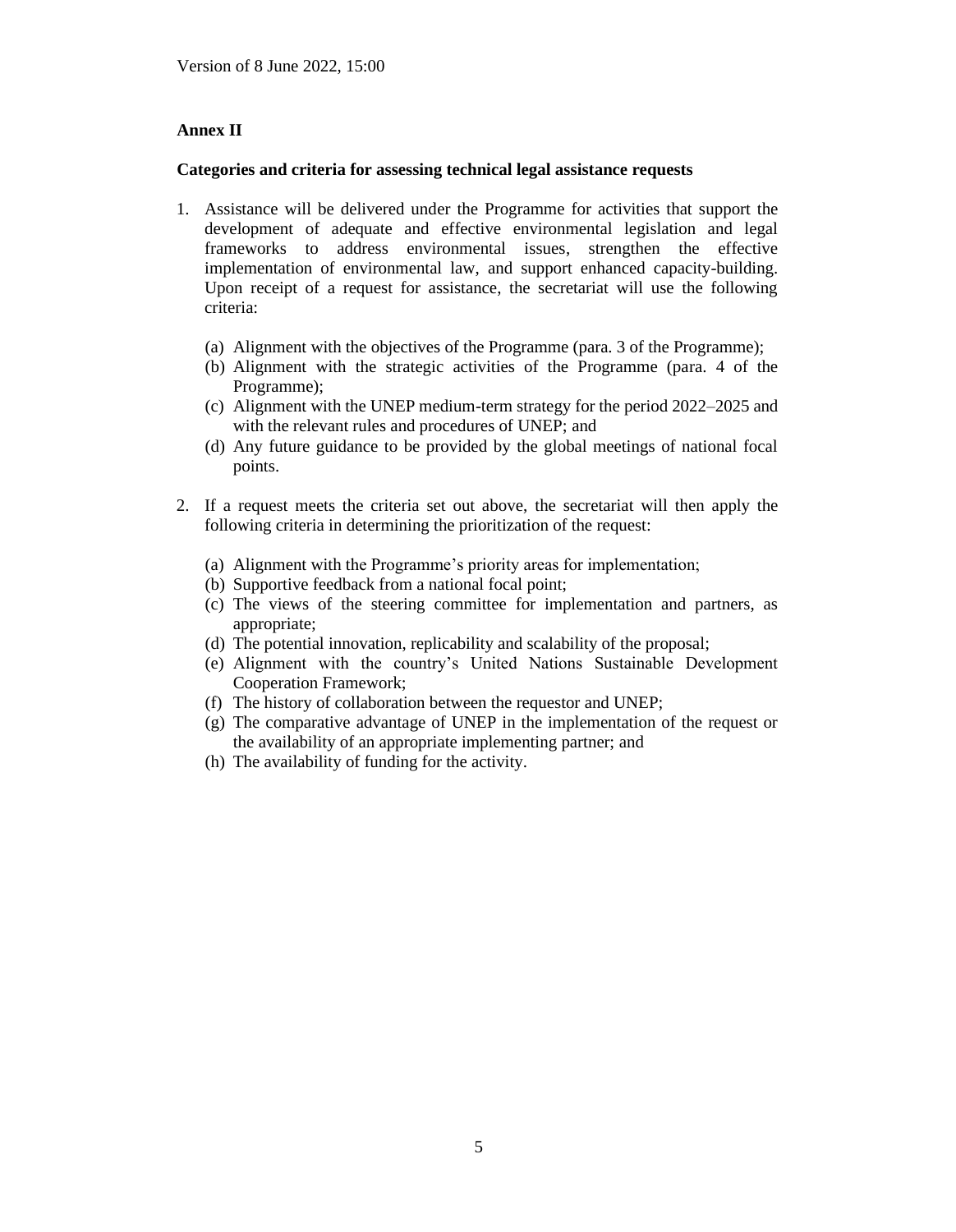Version of 8 June 2022, 15:00

**Annex II**

**Categories and criteria for assessing technical legal assistance requests**

1. Assistance will be delivered under the Programme for activities that support the development of adequate and effective environmental legislation and legal frameworks to address environmental issues, strengthen the effective implementation of environmental law, and support enhanced capacity-building. Upon receipt of a request for assistance, the secretariat will use the following criteria:

   (a) Alignment with the objectives of the Programme (para. 3 of the Programme);
   (b) Alignment with the strategic activities of the Programme (para. 4 of the Programme);
   (c) Alignment with the UNEP medium-term strategy for the period 2022–2025 and with the relevant rules and procedures of UNEP; and
   (d) Any future guidance to be provided by the global meetings of national focal points.

2. If a request meets the criteria set out above, the secretariat will then apply the following criteria in determining the prioritization of the request:

   (a) Alignment with the Programme's priority areas for implementation;
   (b) Supportive feedback from a national focal point;
   (c) The views of the steering committee for implementation and partners, as appropriate;
   (d) The potential innovation, replicability and scalability of the proposal;
   (e) Alignment with the country's United Nations Sustainable Development Cooperation Framework;
   (f) The history of collaboration between the requestor and UNEP;
   (g) The comparative advantage of UNEP in the implementation of the request or the availability of an appropriate implementing partner; and
   (h) The availability of funding for the activity.